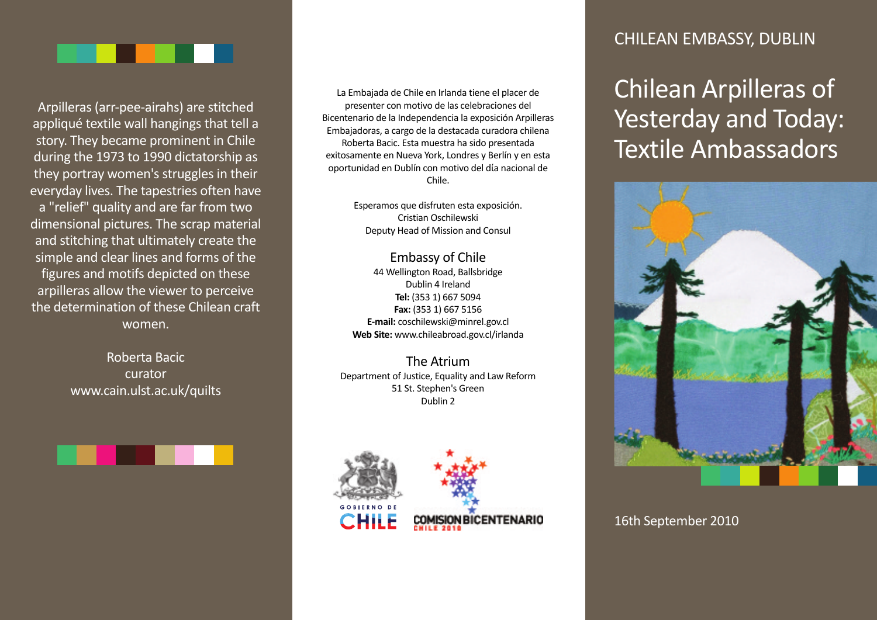# CHILEAN EMBASSY, DUBLIN

# Chilean Arpilleras of Yesterday and Today: Textile Ambassadors

16th September 2010

Arpilleras (arr-pee-airahs) are stitched appliqué textile wall hangings that tell a story. They became prominent in Chile during the 1973 to 1990 dictatorship as they portray women's struggles in their everyday lives. The tapestries often have a "relief" quality and are far from two dimensional pictures. The scrap material and stitching that ultimately create the simple and clear lines and forms of the figures and motifs depicted on these arpilleras allow the viewer to perceive the determination of these Chilean craft women.

Roberta Bacic
curator
www.cain.ulst.ac.uk/quilts

La Embajada de Chile en Irlanda tiene el placer de presenter con motivo de las celebraciones del Bicentenario de la Independencia la exposición Arpilleras Embajadoras, a cargo de la destacada curadora chilena Roberta Bacic. Esta muestra ha sido presentada exitosamente en Nueva York, Londres y Berlín y en esta oportunidad en Dublín con motivo del día nacional de Chile.

Esperamos que disfruten esta exposición.
Cristian Oschilewski
Deputy Head of Mission and Consul

## Embassy of Chile

44 Wellington Road, Ballsbridge
Dublin 4 Ireland
**Tel:** (353 1) 667 5094
**Fax:** (353 1) 667 5156
**E-mail:** coschilewski@minrel.gov.cl
**Web Site:** www.chileabroad.gov.cl/irlanda

## The Atrium

Department of Justice, Equality and Law Reform
51 St. Stephen's Green
Dublin 2

GOBIERNO DE CHILE

COMISION BICENTENARIO CHILE 2010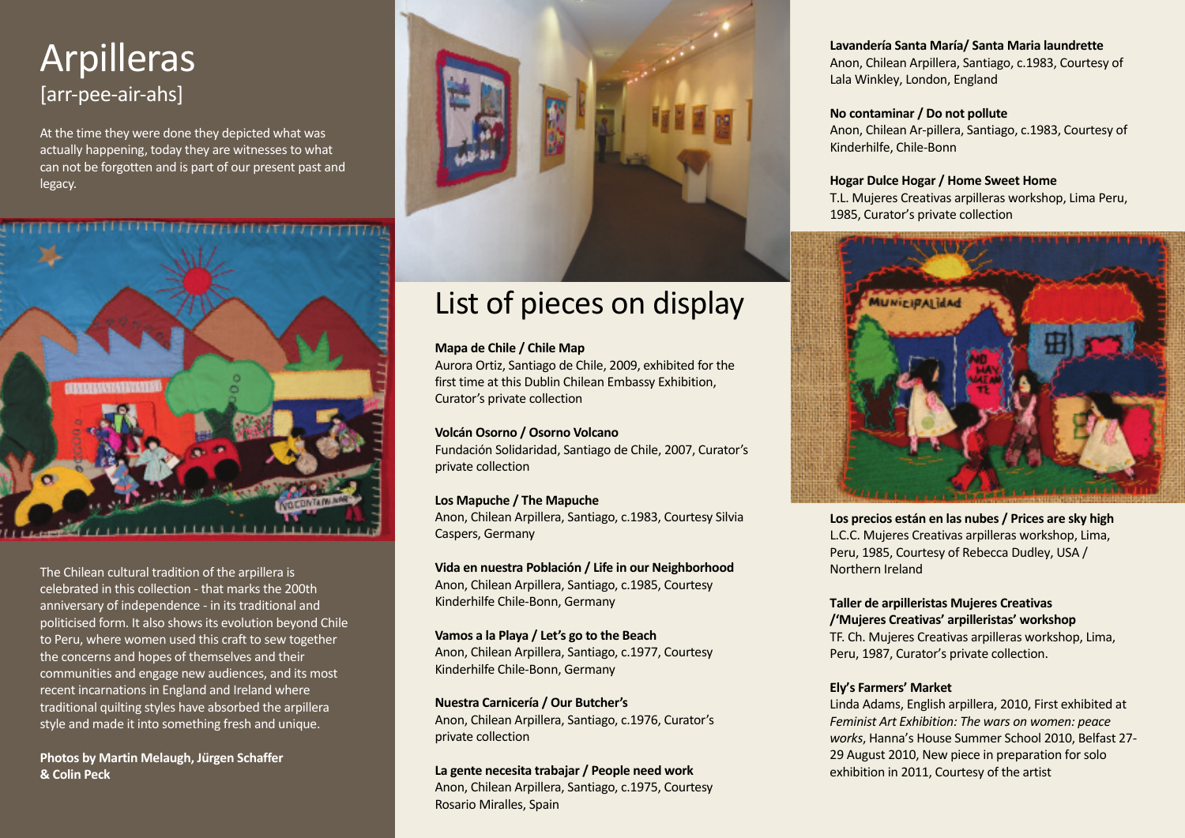# Arpilleras
[arr-pee-air-ahs]

At the time they were done they depicted what was actually happening, today they are witnesses to what can not be forgotten and is part of our present past and legacy.

The Chilean cultural tradition of the arpillera is celebrated in this collection - that marks the 200th anniversary of independence - in its traditional and politicised form. It also shows its evolution beyond Chile to Peru, where women used this craft to sew together the concerns and hopes of themselves and their communities and engage new audiences, and its most recent incarnations in England and Ireland where traditional quilting styles have absorbed the arpillera style and made it into something fresh and unique.

**Photos by Martin Melaugh, Jürgen Schaffer & Colin Peck**

# List of pieces on display

**Mapa de Chile / Chile Map**
Aurora Ortiz, Santiago de Chile, 2009, exhibited for the first time at this Dublin Chilean Embassy Exhibition, Curator's private collection

**Volcán Osorno / Osorno Volcano**
Fundación Solidaridad, Santiago de Chile, 2007, Curator's private collection

**Los Mapuche / The Mapuche**
Anon, Chilean Arpillera, Santiago, c.1983, Courtesy Silvia Caspers, Germany

**Vida en nuestra Población / Life in our Neighborhood**
Anon, Chilean Arpillera, Santiago, c.1985, Courtesy Kinderhilfe Chile-Bonn, Germany

**Vamos a la Playa / Let's go to the Beach**
Anon, Chilean Arpillera, Santiago, c.1977, Courtesy Kinderhilfe Chile-Bonn, Germany

**Nuestra Carnicería / Our Butcher's**
Anon, Chilean Arpillera, Santiago, c.1976, Curator's private collection

**La gente necesita trabajar / People need work**
Anon, Chilean Arpillera, Santiago, c.1975, Courtesy Rosario Miralles, Spain

**Lavandería Santa María/ Santa Maria laundrette**
Anon, Chilean Arpillera, Santiago, c.1983, Courtesy of Lala Winkley, London, England

**No contaminar / Do not pollute**
Anon, Chilean Ar-pillera, Santiago, c.1983, Courtesy of Kinderhilfe, Chile-Bonn

**Hogar Dulce Hogar / Home Sweet Home**
T.L. Mujeres Creativas arpilleras workshop, Lima Peru, 1985, Curator's private collection

**Los precios están en las nubes / Prices are sky high**
L.C.C. Mujeres Creativas arpilleras workshop, Lima, Peru, 1985, Courtesy of Rebecca Dudley, USA / Northern Ireland

**Taller de arpilleristas Mujeres Creativas /'Mujeres Creativas' arpilleristas' workshop**
TF. Ch. Mujeres Creativas arpilleras workshop, Lima, Peru, 1987, Curator's private collection.

**Ely's Farmers' Market**
Linda Adams, English arpillera, 2010, First exhibited at *Feminist Art Exhibition: The wars on women: peace works*, Hanna's House Summer School 2010, Belfast 27-29 August 2010, New piece in preparation for solo exhibition in 2011, Courtesy of the artist